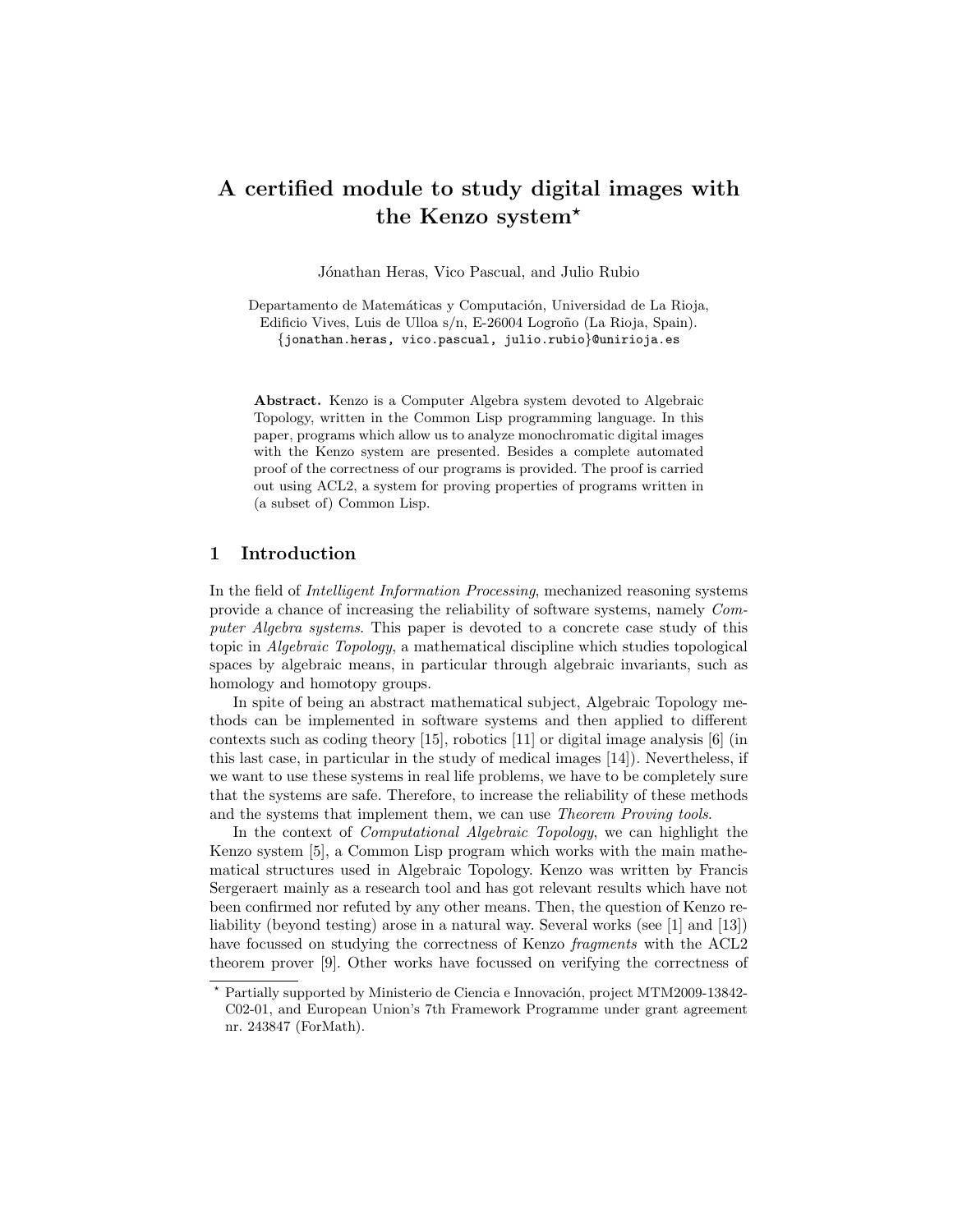# A certified module to study digital images with the Kenzo system*

Jónathan Heras, Vico Pascual, and Julio Rubio

Departamento de Matemáticas y Computación, Universidad de La Rioja, Edificio Vives, Luis de Ulloa s/n, E-26004 Logroño (La Rioja, Spain).
{jonathan.heras, vico.pascual, julio.rubio}@unirioja.es

**Abstract.** Kenzo is a Computer Algebra system devoted to Algebraic Topology, written in the Common Lisp programming language. In this paper, programs which allow us to analyze monochromatic digital images with the Kenzo system are presented. Besides a complete automated proof of the correctness of our programs is provided. The proof is carried out using ACL2, a system for proving properties of programs written in (a subset of) Common Lisp.

## 1 Introduction

In the field of *Intelligent Information Processing*, mechanized reasoning systems provide a chance of increasing the reliability of software systems, namely *Computer Algebra systems*. This paper is devoted to a concrete case study of this topic in *Algebraic Topology*, a mathematical discipline which studies topological spaces by algebraic means, in particular through algebraic invariants, such as homology and homotopy groups.

In spite of being an abstract mathematical subject, Algebraic Topology methods can be implemented in software systems and then applied to different contexts such as coding theory [15], robotics [11] or digital image analysis [6] (in this last case, in particular in the study of medical images [14]). Nevertheless, if we want to use these systems in real life problems, we have to be completely sure that the systems are safe. Therefore, to increase the reliability of these methods and the systems that implement them, we can use *Theorem Proving tools*.

In the context of *Computational Algebraic Topology*, we can highlight the Kenzo system [5], a Common Lisp program which works with the main mathematical structures used in Algebraic Topology. Kenzo was written by Francis Sergeraert mainly as a research tool and has got relevant results which have not been confirmed nor refuted by any other means. Then, the question of Kenzo reliability (beyond testing) arose in a natural way. Several works (see [1] and [13]) have focussed on studying the correctness of Kenzo *fragments* with the ACL2 theorem prover [9]. Other works have focussed on verifying the correctness of

* Partially supported by Ministerio de Ciencia e Innovación, project MTM2009-13842-C02-01, and European Union's 7th Framework Programme under grant agreement nr. 243847 (ForMath).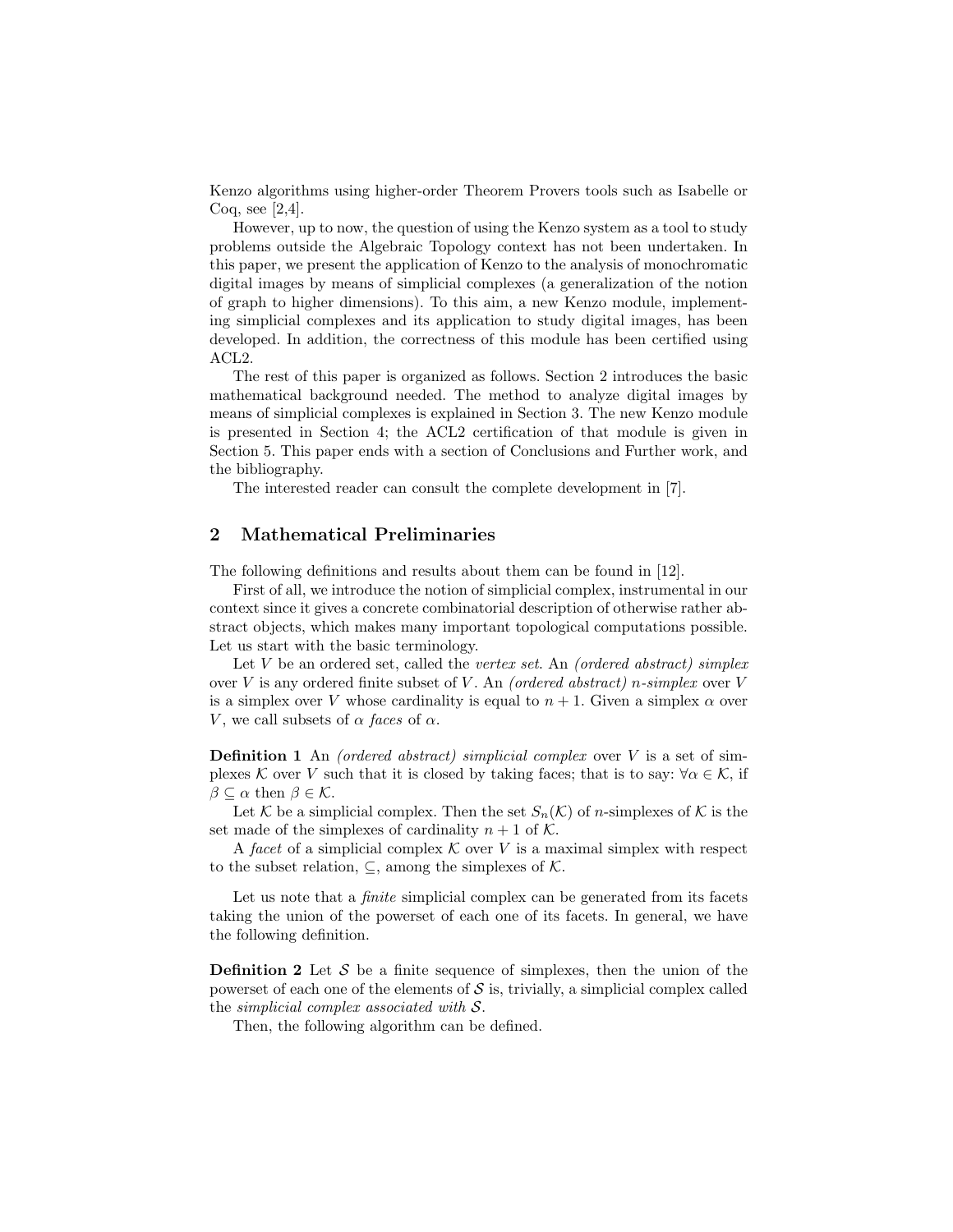Kenzo algorithms using higher-order Theorem Provers tools such as Isabelle or Coq, see [2,4].

However, up to now, the question of using the Kenzo system as a tool to study problems outside the Algebraic Topology context has not been undertaken. In this paper, we present the application of Kenzo to the analysis of monochromatic digital images by means of simplicial complexes (a generalization of the notion of graph to higher dimensions). To this aim, a new Kenzo module, implementing simplicial complexes and its application to study digital images, has been developed. In addition, the correctness of this module has been certified using ACL2.

The rest of this paper is organized as follows. Section 2 introduces the basic mathematical background needed. The method to analyze digital images by means of simplicial complexes is explained in Section 3. The new Kenzo module is presented in Section 4; the ACL2 certification of that module is given in Section 5. This paper ends with a section of Conclusions and Further work, and the bibliography.

The interested reader can consult the complete development in [7].

## 2 Mathematical Preliminaries

The following definitions and results about them can be found in [12].

First of all, we introduce the notion of simplicial complex, instrumental in our context since it gives a concrete combinatorial description of otherwise rather abstract objects, which makes many important topological computations possible. Let us start with the basic terminology.

Let $V$ be an ordered set, called the *vertex set*. An *(ordered abstract) simplex* over $V$ is any ordered finite subset of $V$. An *(ordered abstract) n-simplex* over $V$ is a simplex over $V$ whose cardinality is equal to $n + 1$. Given a simplex $\alpha$ over $V$, we call subsets of $\alpha$ *faces* of $\alpha$.

**Definition 1** An *(ordered abstract) simplicial complex* over $V$ is a set of simplexes $\mathcal{K}$ over $V$ such that it is closed by taking faces; that is to say: $\forall \alpha \in \mathcal{K}$, if $\beta \subseteq \alpha$ then $\beta \in \mathcal{K}$.

Let $\mathcal{K}$ be a simplicial complex. Then the set $S_n(\mathcal{K})$ of $n$-simplexes of $\mathcal{K}$ is the set made of the simplexes of cardinality $n + 1$ of $\mathcal{K}$.

A *facet* of a simplicial complex $\mathcal{K}$ over $V$ is a maximal simplex with respect to the subset relation, $\subseteq$, among the simplexes of $\mathcal{K}$.

Let us note that a *finite* simplicial complex can be generated from its facets taking the union of the powerset of each one of its facets. In general, we have the following definition.

**Definition 2** Let $\mathcal{S}$ be a finite sequence of simplexes, then the union of the powerset of each one of the elements of $\mathcal{S}$ is, trivially, a simplicial complex called the *simplicial complex associated with* $\mathcal{S}$.

Then, the following algorithm can be defined.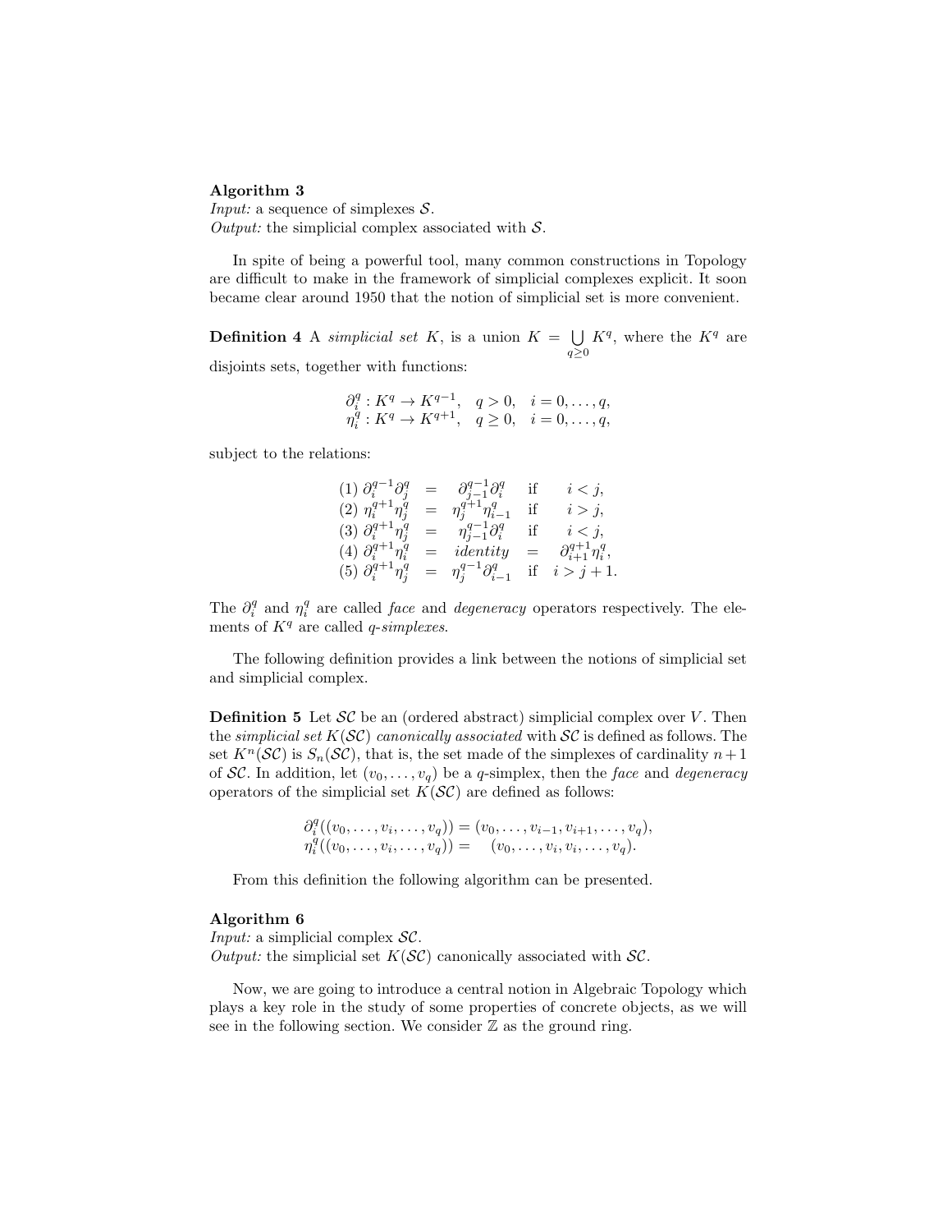**Algorithm 3**
*Input:* a sequence of simplexes $\mathcal{S}$.
*Output:* the simplicial complex associated with $\mathcal{S}$.

In spite of being a powerful tool, many common constructions in Topology are difficult to make in the framework of simplicial complexes explicit. It soon became clear around 1950 that the notion of simplicial set is more convenient.

**Definition 4** A *simplicial set* $K$, is a union $K = \bigcup_{q \geq 0} K^q$, where the $K^q$ are disjoints sets, together with functions:

$$
\begin{array}{l}
\partial_i^q : K^q \to K^{q-1}, \quad q > 0, \quad i = 0, \ldots, q, \\
\eta_i^q : K^q \to K^{q+1}, \quad q \geq 0, \quad i = 0, \ldots, q,
\end{array}
$$

subject to the relations:

$$
\begin{array}{lllll}
(1)\ \partial_i^{q-1} \partial_j^q & = & \partial_{j-1}^{q-1} \partial_i^q & \text{if} & i < j, \\
(2)\ \eta_i^{q+1} \eta_j^q & = & \eta_j^{q+1} \eta_{i-1}^q & \text{if} & i > j, \\
(3)\ \partial_i^{q+1} \eta_j^q & = & \eta_{j-1}^{q-1} \partial_i^q & \text{if} & i < j, \\
(4)\ \partial_i^{q+1} \eta_i^q & = & \mathit{identity} & = & \partial_{i+1}^{q+1} \eta_i^q, \\
(5)\ \partial_i^{q+1} \eta_j^q & = & \eta_j^{q-1} \partial_{i-1}^q & \text{if} & i > j+1.
\end{array}
$$

The $\partial_i^q$ and $\eta_i^q$ are called *face* and *degeneracy* operators respectively. The elements of $K^q$ are called *q-simplexes*.

The following definition provides a link between the notions of simplicial set and simplicial complex.

**Definition 5** Let $\mathcal{SC}$ be an (ordered abstract) simplicial complex over $V$. Then the *simplicial set* $K(\mathcal{SC})$ *canonically associated* with $\mathcal{SC}$ is defined as follows. The set $K^n(\mathcal{SC})$ is $S_n(\mathcal{SC})$, that is, the set made of the simplexes of cardinality $n+1$ of $\mathcal{SC}$. In addition, let $(v_0, \ldots, v_q)$ be a $q$-simplex, then the *face* and *degeneracy* operators of the simplicial set $K(\mathcal{SC})$ are defined as follows:

$$
\begin{array}{l}
\partial_i^q((v_0, \ldots, v_i, \ldots, v_q)) = (v_0, \ldots, v_{i-1}, v_{i+1}, \ldots, v_q), \\
\eta_i^q((v_0, \ldots, v_i, \ldots, v_q)) = \quad (v_0, \ldots, v_i, v_i, \ldots, v_q).
\end{array}
$$

From this definition the following algorithm can be presented.

**Algorithm 6**
*Input:* a simplicial complex $\mathcal{SC}$.
*Output:* the simplicial set $K(\mathcal{SC})$ canonically associated with $\mathcal{SC}$.

Now, we are going to introduce a central notion in Algebraic Topology which plays a key role in the study of some properties of concrete objects, as we will see in the following section. We consider $\mathbb{Z}$ as the ground ring.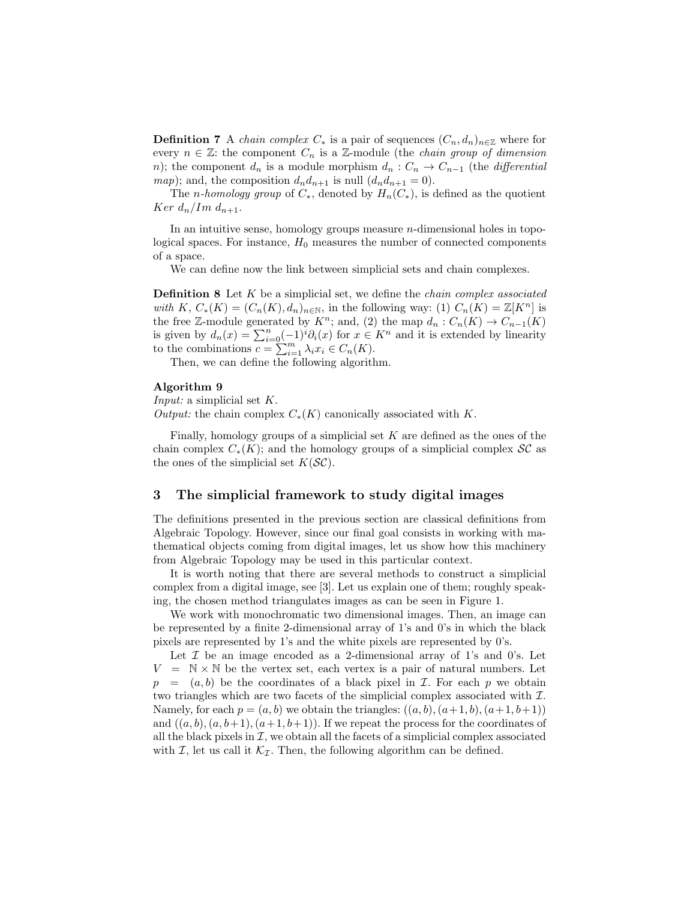**Definition 7** A *chain complex* $C_*$ is a pair of sequences $(C_n, d_n)_{n \in \mathbb{Z}}$ where for every $n \in \mathbb{Z}$: the component $C_n$ is a $\mathbb{Z}$-module (the *chain group of dimension* $n$); the component $d_n$ is a module morphism $d_n : C_n \to C_{n-1}$ (the *differential map*); and, the composition $d_n d_{n+1}$ is null ($d_n d_{n+1} = 0$).

The *n-homology group* of $C_*$, denoted by $H_n(C_*)$, is defined as the quotient $Ker\ d_n / Im\ d_{n+1}$.

In an intuitive sense, homology groups measure $n$-dimensional holes in topological spaces. For instance, $H_0$ measures the number of connected components of a space.

We can define now the link between simplicial sets and chain complexes.

**Definition 8** Let $K$ be a simplicial set, we define the *chain complex associated with* $K$, $C_*(K) = (C_n(K), d_n)_{n \in \mathbb{N}}$, in the following way: (1) $C_n(K) = \mathbb{Z}[K^n]$ is the free $\mathbb{Z}$-module generated by $K^n$; and, (2) the map $d_n : C_n(K) \to C_{n-1}(K)$ is given by $d_n(x) = \sum_{i=0}^{n} (-1)^i \partial_i(x)$ for $x \in K^n$ and it is extended by linearity to the combinations $c = \sum_{i=1}^{m} \lambda_i x_i \in C_n(K)$.

Then, we can define the following algorithm.

**Algorithm 9**
*Input:* a simplicial set $K$.
*Output:* the chain complex $C_*(K)$ canonically associated with $K$.

Finally, homology groups of a simplicial set $K$ are defined as the ones of the chain complex $C_*(K)$; and the homology groups of a simplicial complex $\mathcal{SC}$ as the ones of the simplicial set $K(\mathcal{SC})$.

## 3 The simplicial framework to study digital images

The definitions presented in the previous section are classical definitions from Algebraic Topology. However, since our final goal consists in working with mathematical objects coming from digital images, let us show how this machinery from Algebraic Topology may be used in this particular context.

It is worth noting that there are several methods to construct a simplicial complex from a digital image, see [3]. Let us explain one of them; roughly speaking, the chosen method triangulates images as can be seen in Figure 1.

We work with monochromatic two dimensional images. Then, an image can be represented by a finite 2-dimensional array of 1's and 0's in which the black pixels are represented by 1's and the white pixels are represented by 0's.

Let $\mathcal{I}$ be an image encoded as a 2-dimensional array of 1's and 0's. Let $V = \mathbb{N} \times \mathbb{N}$ be the vertex set, each vertex is a pair of natural numbers. Let $p = (a, b)$ be the coordinates of a black pixel in $\mathcal{I}$. For each $p$ we obtain two triangles which are two facets of the simplicial complex associated with $\mathcal{I}$. Namely, for each $p = (a, b)$ we obtain the triangles: $((a, b), (a+1, b), (a+1, b+1))$ and $((a, b), (a, b+1), (a+1, b+1))$. If we repeat the process for the coordinates of all the black pixels in $\mathcal{I}$, we obtain all the facets of a simplicial complex associated with $\mathcal{I}$, let us call it $\mathcal{K}_{\mathcal{I}}$. Then, the following algorithm can be defined.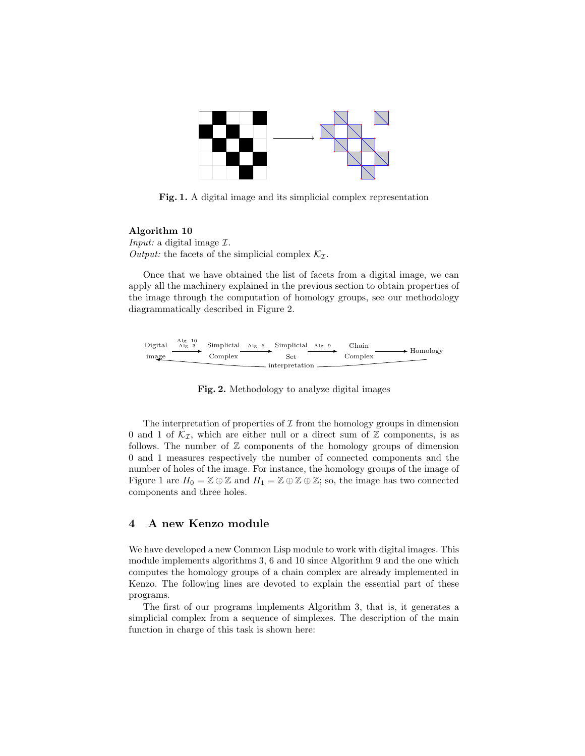**Fig. 1.** A digital image and its simplicial complex representation

**Algorithm 10**
*Input:* a digital image $\mathcal{I}$.
*Output:* the facets of the simplicial complex $\mathcal{K}_{\mathcal{I}}$.

Once that we have obtained the list of facets from a digital image, we can apply all the machinery explained in the previous section to obtain properties of the image through the computation of homology groups, see our methodology diagrammatically described in Figure 2.

**Fig. 2.** Methodology to analyze digital images

The interpretation of properties of $\mathcal{I}$ from the homology groups in dimension 0 and 1 of $\mathcal{K}_{\mathcal{I}}$, which are either null or a direct sum of $\mathbb{Z}$ components, is as follows. The number of $\mathbb{Z}$ components of the homology groups of dimension 0 and 1 measures respectively the number of connected components and the number of holes of the image. For instance, the homology groups of the image of Figure 1 are $H_0 = \mathbb{Z} \oplus \mathbb{Z}$ and $H_1 = \mathbb{Z} \oplus \mathbb{Z} \oplus \mathbb{Z}$; so, the image has two connected components and three holes.

## 4 A new Kenzo module

We have developed a new Common Lisp module to work with digital images. This module implements algorithms 3, 6 and 10 since Algorithm 9 and the one which computes the homology groups of a chain complex are already implemented in Kenzo. The following lines are devoted to explain the essential part of these programs.

The first of our programs implements Algorithm 3, that is, it generates a simplicial complex from a sequence of simplexes. The description of the main function in charge of this task is shown here: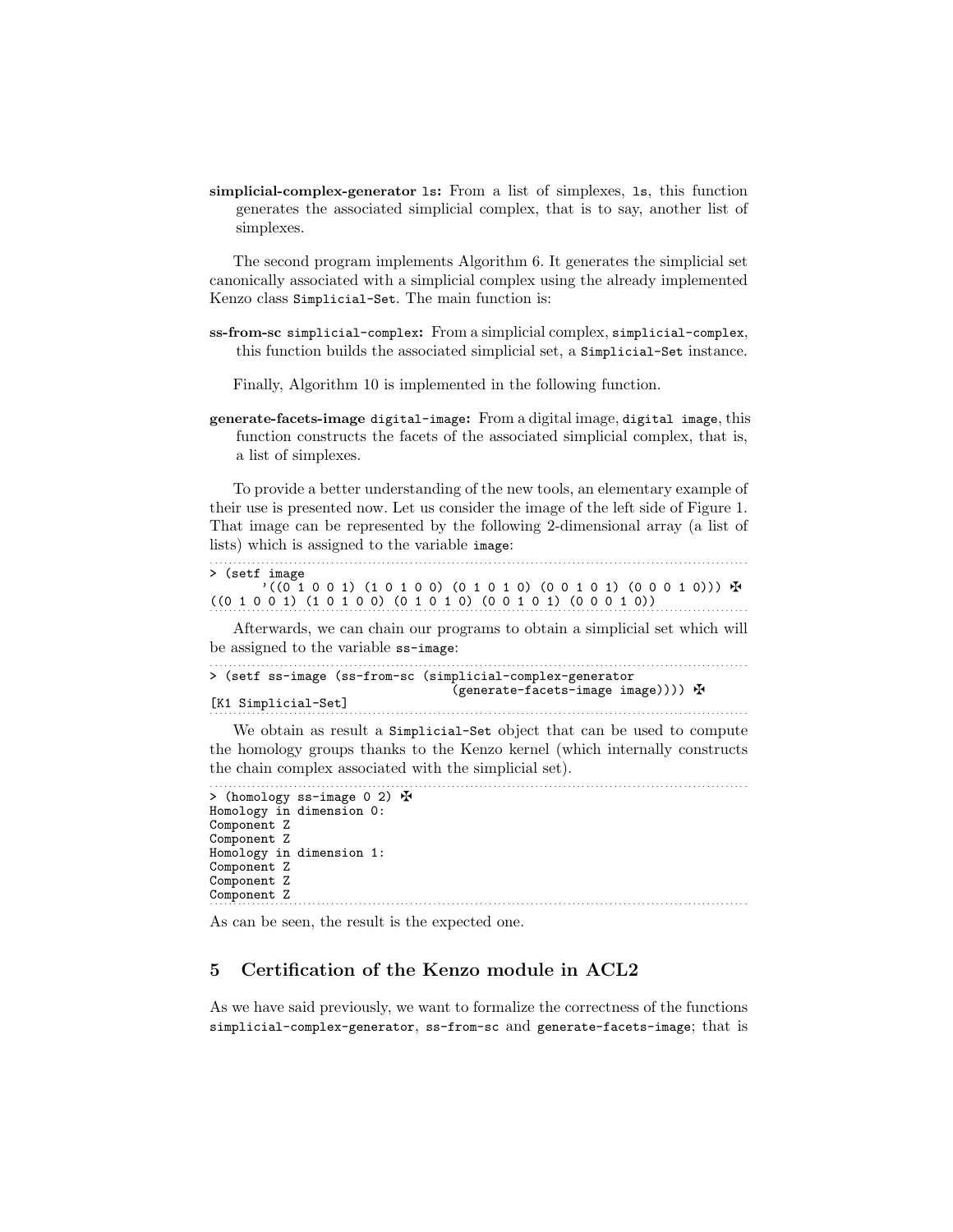**simplicial-complex-generator** `ls`**:** From a list of simplexes, `ls`, this function generates the associated simplicial complex, that is to say, another list of simplexes.

The second program implements Algorithm 6. It generates the simplicial set canonically associated with a simplicial complex using the already implemented Kenzo class `Simplicial-Set`. The main function is:

**ss-from-sc** `simplicial-complex`**:** From a simplicial complex, `simplicial-complex`, this function builds the associated simplicial set, a `Simplicial-Set` instance.

Finally, Algorithm 10 is implemented in the following function.

**generate-facets-image** `digital-image`**:** From a digital image, `digital image`, this function constructs the facets of the associated simplicial complex, that is, a list of simplexes.

To provide a better understanding of the new tools, an elementary example of their use is presented now. Let us consider the image of the left side of Figure 1. That image can be represented by the following 2-dimensional array (a list of lists) which is assigned to the variable `image`:

```
> (setf image
      '((0 1 0 0 1) (1 0 1 0 0) (0 1 0 1 0) (0 0 1 0 1) (0 0 0 1 0))) ✠
((0 1 0 0 1) (1 0 1 0 0) (0 1 0 1 0) (0 0 1 0 1) (0 0 0 1 0))
```

Afterwards, we can chain our programs to obtain a simplicial set which will be assigned to the variable `ss-image`:

```
> (setf ss-image (ss-from-sc (simplicial-complex-generator
                                  (generate-facets-image image)))) ✠
[K1 Simplicial-Set]
```

We obtain as result a `Simplicial-Set` object that can be used to compute the homology groups thanks to the Kenzo kernel (which internally constructs the chain complex associated with the simplicial set).

```
> (homology ss-image 0 2) ✠
Homology in dimension 0:
Component Z
Component Z
Homology in dimension 1:
Component Z
Component Z
Component Z
```

As can be seen, the result is the expected one.

## 5 Certification of the Kenzo module in ACL2

As we have said previously, we want to formalize the correctness of the functions `simplicial-complex-generator`, `ss-from-sc` and `generate-facets-image`; that is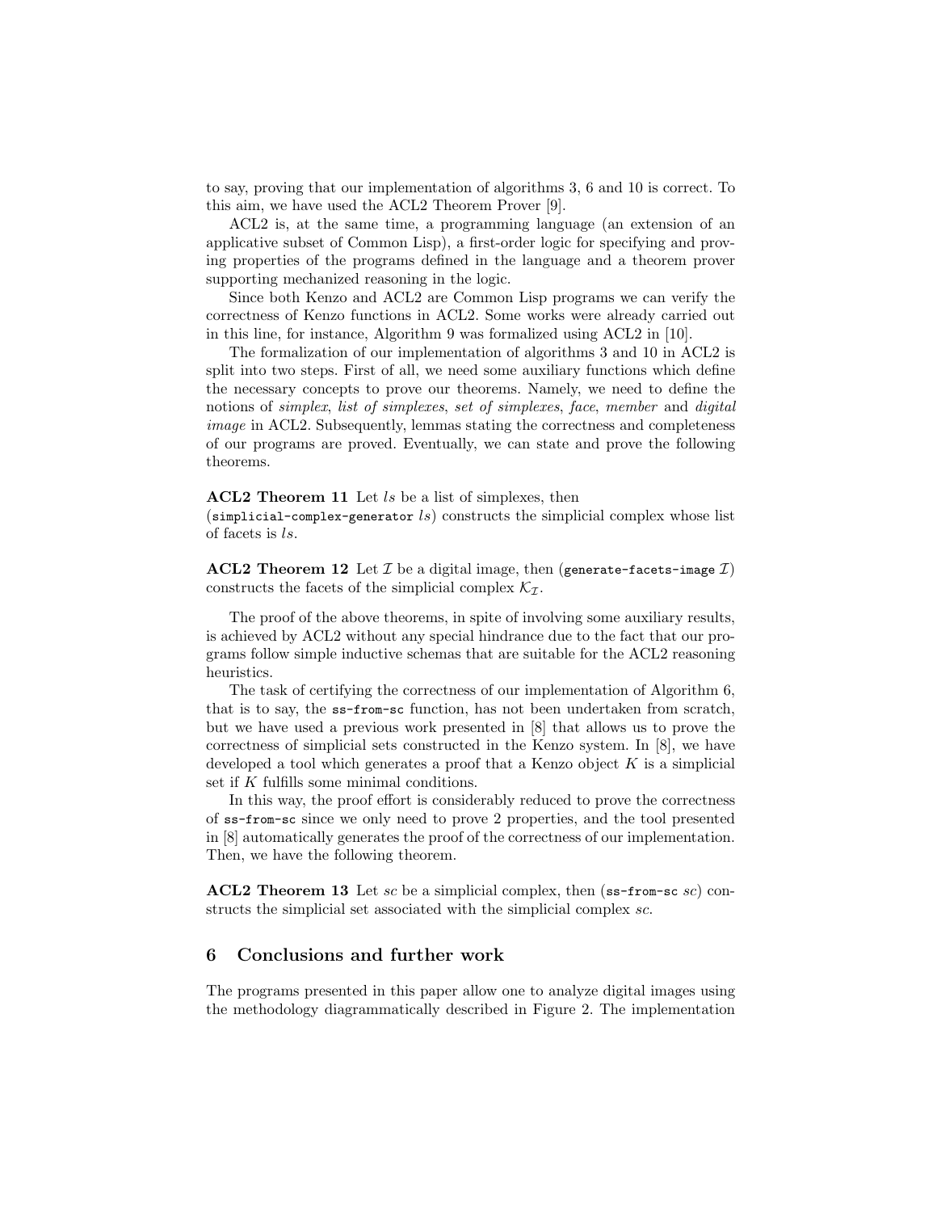to say, proving that our implementation of algorithms 3, 6 and 10 is correct. To this aim, we have used the ACL2 Theorem Prover [9].

ACL2 is, at the same time, a programming language (an extension of an applicative subset of Common Lisp), a first-order logic for specifying and proving properties of the programs defined in the language and a theorem prover supporting mechanized reasoning in the logic.

Since both Kenzo and ACL2 are Common Lisp programs we can verify the correctness of Kenzo functions in ACL2. Some works were already carried out in this line, for instance, Algorithm 9 was formalized using ACL2 in [10].

The formalization of our implementation of algorithms 3 and 10 in ACL2 is split into two steps. First of all, we need some auxiliary functions which define the necessary concepts to prove our theorems. Namely, we need to define the notions of *simplex*, *list of simplexes*, *set of simplexes*, *face*, *member* and *digital image* in ACL2. Subsequently, lemmas stating the correctness and completeness of our programs are proved. Eventually, we can state and prove the following theorems.

**ACL2 Theorem 11** Let *ls* be a list of simplexes, then (`simplicial-complex-generator` *ls*) constructs the simplicial complex whose list of facets is *ls*.

**ACL2 Theorem 12** Let $\mathcal{I}$ be a digital image, then (`generate-facets-image` $\mathcal{I}$) constructs the facets of the simplicial complex $\mathcal{K}_{\mathcal{I}}$.

The proof of the above theorems, in spite of involving some auxiliary results, is achieved by ACL2 without any special hindrance due to the fact that our programs follow simple inductive schemas that are suitable for the ACL2 reasoning heuristics.

The task of certifying the correctness of our implementation of Algorithm 6, that is to say, the `ss-from-sc` function, has not been undertaken from scratch, but we have used a previous work presented in [8] that allows us to prove the correctness of simplicial sets constructed in the Kenzo system. In [8], we have developed a tool which generates a proof that a Kenzo object $K$ is a simplicial set if $K$ fulfills some minimal conditions.

In this way, the proof effort is considerably reduced to prove the correctness of `ss-from-sc` since we only need to prove 2 properties, and the tool presented in [8] automatically generates the proof of the correctness of our implementation. Then, we have the following theorem.

**ACL2 Theorem 13** Let *sc* be a simplicial complex, then (`ss-from-sc` *sc*) constructs the simplicial set associated with the simplicial complex *sc*.

## 6 Conclusions and further work

The programs presented in this paper allow one to analyze digital images using the methodology diagrammatically described in Figure 2. The implementation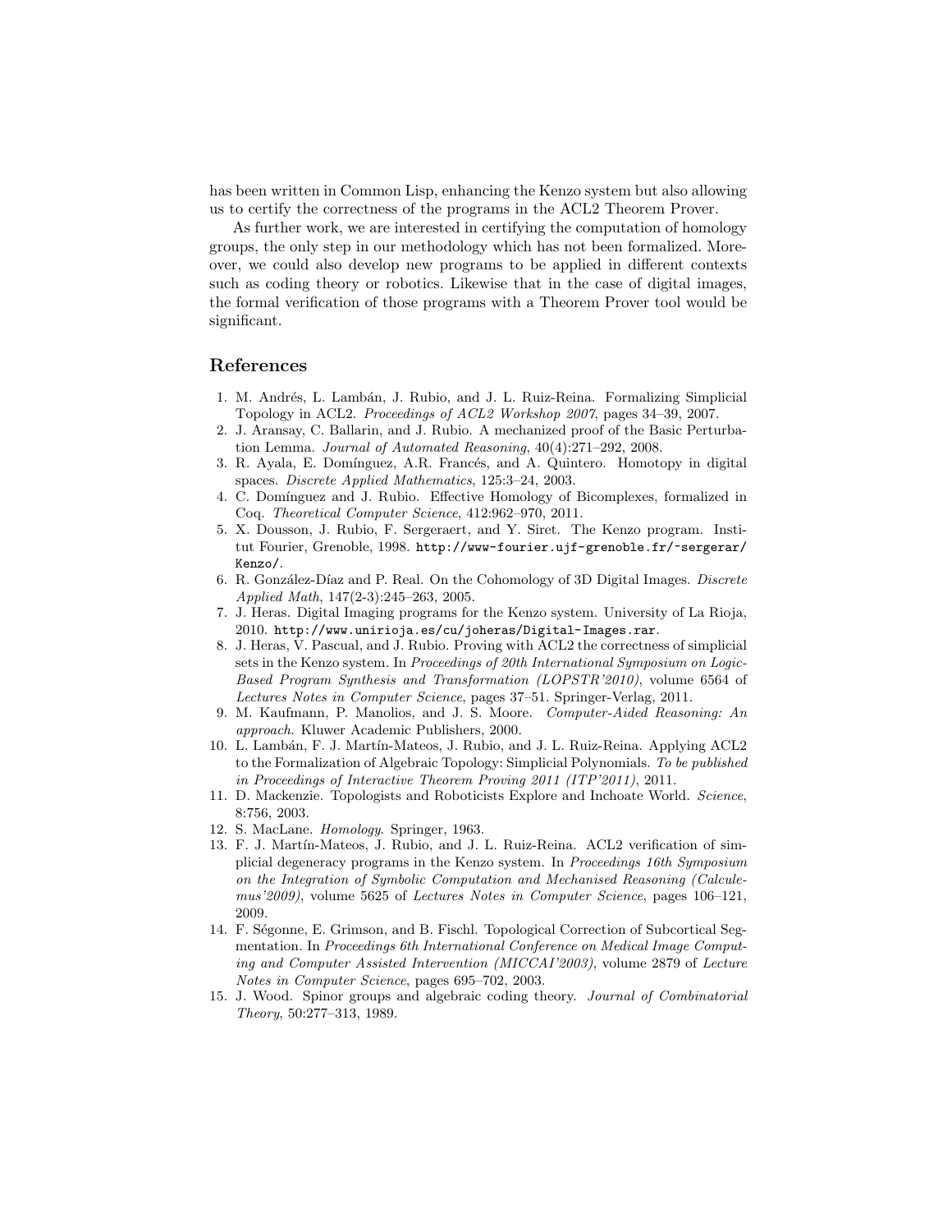has been written in Common Lisp, enhancing the Kenzo system but also allowing us to certify the correctness of the programs in the ACL2 Theorem Prover.

As further work, we are interested in certifying the computation of homology groups, the only step in our methodology which has not been formalized. Moreover, we could also develop new programs to be applied in different contexts such as coding theory or robotics. Likewise that in the case of digital images, the formal verification of those programs with a Theorem Prover tool would be significant.

## References

1. M. Andrés, L. Lambán, J. Rubio, and J. L. Ruiz-Reina. Formalizing Simplicial Topology in ACL2. *Proceedings of ACL2 Workshop 2007*, pages 34–39, 2007.
2. J. Aransay, C. Ballarin, and J. Rubio. A mechanized proof of the Basic Perturbation Lemma. *Journal of Automated Reasoning*, 40(4):271–292, 2008.
3. R. Ayala, E. Domínguez, A.R. Francés, and A. Quintero. Homotopy in digital spaces. *Discrete Applied Mathematics*, 125:3–24, 2003.
4. C. Domínguez and J. Rubio. Effective Homology of Bicomplexes, formalized in Coq. *Theoretical Computer Science*, 412:962–970, 2011.
5. X. Dousson, J. Rubio, F. Sergeraert, and Y. Siret. The Kenzo program. Institut Fourier, Grenoble, 1998. `http://www-fourier.ujf-grenoble.fr/~sergerar/Kenzo/`.
6. R. González-Díaz and P. Real. On the Cohomology of 3D Digital Images. *Discrete Applied Math*, 147(2-3):245–263, 2005.
7. J. Heras. Digital Imaging programs for the Kenzo system. University of La Rioja, 2010. `http://www.unirioja.es/cu/joheras/Digital-Images.rar`.
8. J. Heras, V. Pascual, and J. Rubio. Proving with ACL2 the correctness of simplicial sets in the Kenzo system. In *Proceedings of 20th International Symposium on Logic-Based Program Synthesis and Transformation (LOPSTR'2010)*, volume 6564 of *Lectures Notes in Computer Science*, pages 37–51. Springer-Verlag, 2011.
9. M. Kaufmann, P. Manolios, and J. S. Moore. *Computer-Aided Reasoning: An approach*. Kluwer Academic Publishers, 2000.
10. L. Lambán, F. J. Martín-Mateos, J. Rubio, and J. L. Ruiz-Reina. Applying ACL2 to the Formalization of Algebraic Topology: Simplicial Polynomials. *To be published in Proceedings of Interactive Theorem Proving 2011 (ITP'2011)*, 2011.
11. D. Mackenzie. Topologists and Roboticists Explore and Inchoate World. *Science*, 8:756, 2003.
12. S. MacLane. *Homology*. Springer, 1963.
13. F. J. Martín-Mateos, J. Rubio, and J. L. Ruiz-Reina. ACL2 verification of simplicial degeneracy programs in the Kenzo system. In *Proceedings 16th Symposium on the Integration of Symbolic Computation and Mechanised Reasoning (Calculemus'2009)*, volume 5625 of *Lectures Notes in Computer Science*, pages 106–121, 2009.
14. F. Ségonne, E. Grimson, and B. Fischl. Topological Correction of Subcortical Segmentation. In *Proceedings 6th International Conference on Medical Image Computing and Computer Assisted Intervention (MICCAI'2003)*, volume 2879 of *Lecture Notes in Computer Science*, pages 695–702, 2003.
15. J. Wood. Spinor groups and algebraic coding theory. *Journal of Combinatorial Theory*, 50:277–313, 1989.